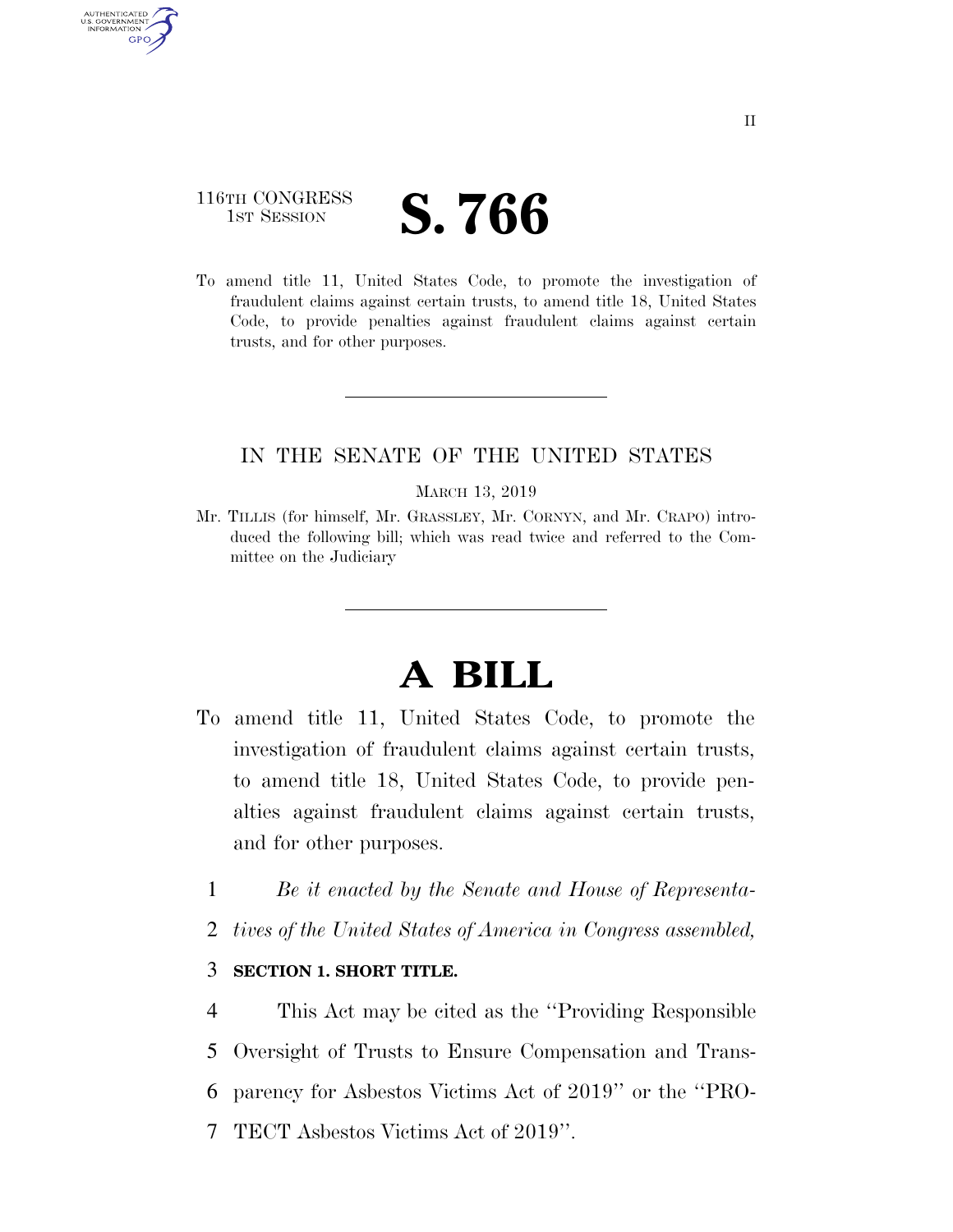116TH CONGRESS
1ST SESSION

# S. 766

To amend title 11, United States Code, to promote the investigation of fraudulent claims against certain trusts, to amend title 18, United States Code, to provide penalties against fraudulent claims against certain trusts, and for other purposes.

---

IN THE SENATE OF THE UNITED STATES

MARCH 13, 2019

Mr. TILLIS (for himself, Mr. GRASSLEY, Mr. CORNYN, and Mr. CRAPO) introduced the following bill; which was read twice and referred to the Committee on the Judiciary

---

# A BILL

To amend title 11, United States Code, to promote the investigation of fraudulent claims against certain trusts, to amend title 18, United States Code, to provide penalties against fraudulent claims against certain trusts, and for other purposes.

1 *Be it enacted by the Senate and House of Representa-*
2 *tives of the United States of America in Congress assembled,*

3 **SECTION 1. SHORT TITLE.**

4 This Act may be cited as the "Providing Responsible
5 Oversight of Trusts to Ensure Compensation and Trans-
6 parency for Asbestos Victims Act of 2019" or the "PRO-
7 TECT Asbestos Victims Act of 2019".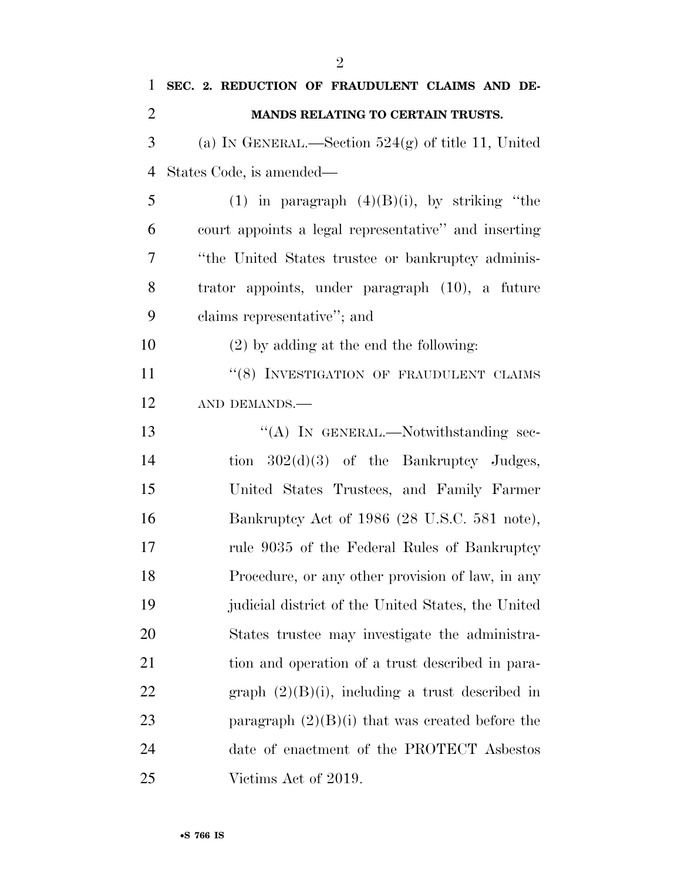**SEC. 2. REDUCTION OF FRAUDULENT CLAIMS AND DEMANDS RELATING TO CERTAIN TRUSTS.**

(a) IN GENERAL.—Section 524(g) of title 11, United States Code, is amended—

(1) in paragraph (4)(B)(i), by striking "the court appoints a legal representative" and inserting "the United States trustee or bankruptcy administrator appoints, under paragraph (10), a future claims representative"; and

(2) by adding at the end the following:

"(8) INVESTIGATION OF FRAUDULENT CLAIMS AND DEMANDS.—

"(A) IN GENERAL.—Notwithstanding section 302(d)(3) of the Bankruptcy Judges, United States Trustees, and Family Farmer Bankruptcy Act of 1986 (28 U.S.C. 581 note), rule 9035 of the Federal Rules of Bankruptcy Procedure, or any other provision of law, in any judicial district of the United States, the United States trustee may investigate the administration and operation of a trust described in paragraph (2)(B)(i), including a trust described in paragraph (2)(B)(i) that was created before the date of enactment of the PROTECT Asbestos Victims Act of 2019.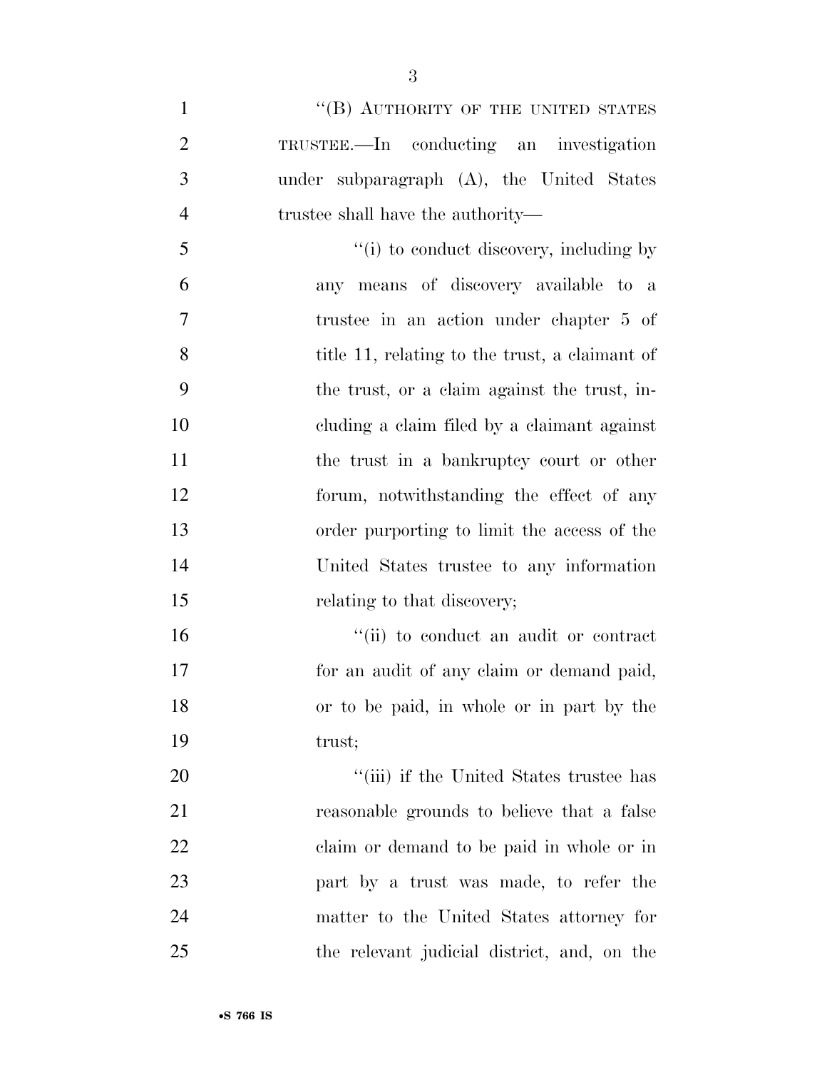"(B) AUTHORITY OF THE UNITED STATES TRUSTEE.—In conducting an investigation under subparagraph (A), the United States trustee shall have the authority—

"(i) to conduct discovery, including by any means of discovery available to a trustee in an action under chapter 5 of title 11, relating to the trust, a claimant of the trust, or a claim against the trust, including a claim filed by a claimant against the trust in a bankruptcy court or other forum, notwithstanding the effect of any order purporting to limit the access of the United States trustee to any information relating to that discovery;

"(ii) to conduct an audit or contract for an audit of any claim or demand paid, or to be paid, in whole or in part by the trust;

"(iii) if the United States trustee has reasonable grounds to believe that a false claim or demand to be paid in whole or in part by a trust was made, to refer the matter to the United States attorney for the relevant judicial district, and, on the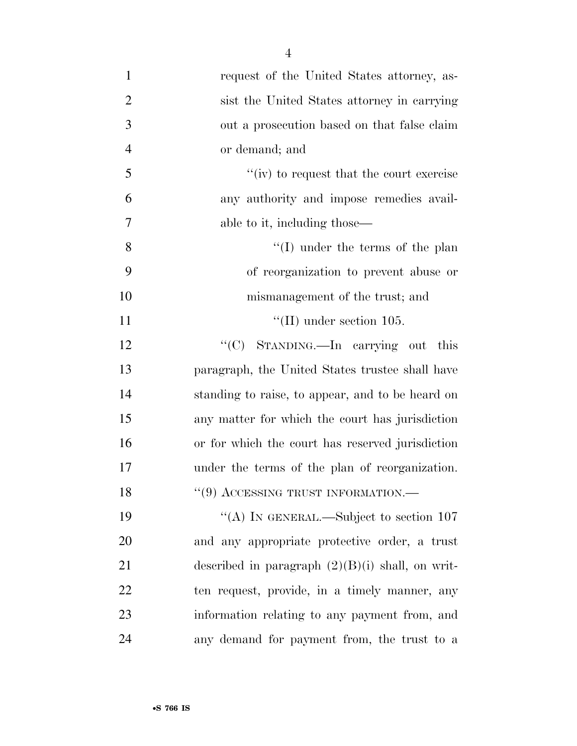request of the United States attorney, assist the United States attorney in carrying out a prosecution based on that false claim or demand; and

''(iv) to request that the court exercise any authority and impose remedies available to it, including those—

''(I) under the terms of the plan of reorganization to prevent abuse or mismanagement of the trust; and

''(II) under section 105.

''(C) STANDING.—In carrying out this paragraph, the United States trustee shall have standing to raise, to appear, and to be heard on any matter for which the court has jurisdiction or for which the court has reserved jurisdiction under the terms of the plan of reorganization.

''(9) ACCESSING TRUST INFORMATION.—

''(A) IN GENERAL.—Subject to section 107 and any appropriate protective order, a trust described in paragraph (2)(B)(i) shall, on written request, provide, in a timely manner, any information relating to any payment from, and any demand for payment from, the trust to a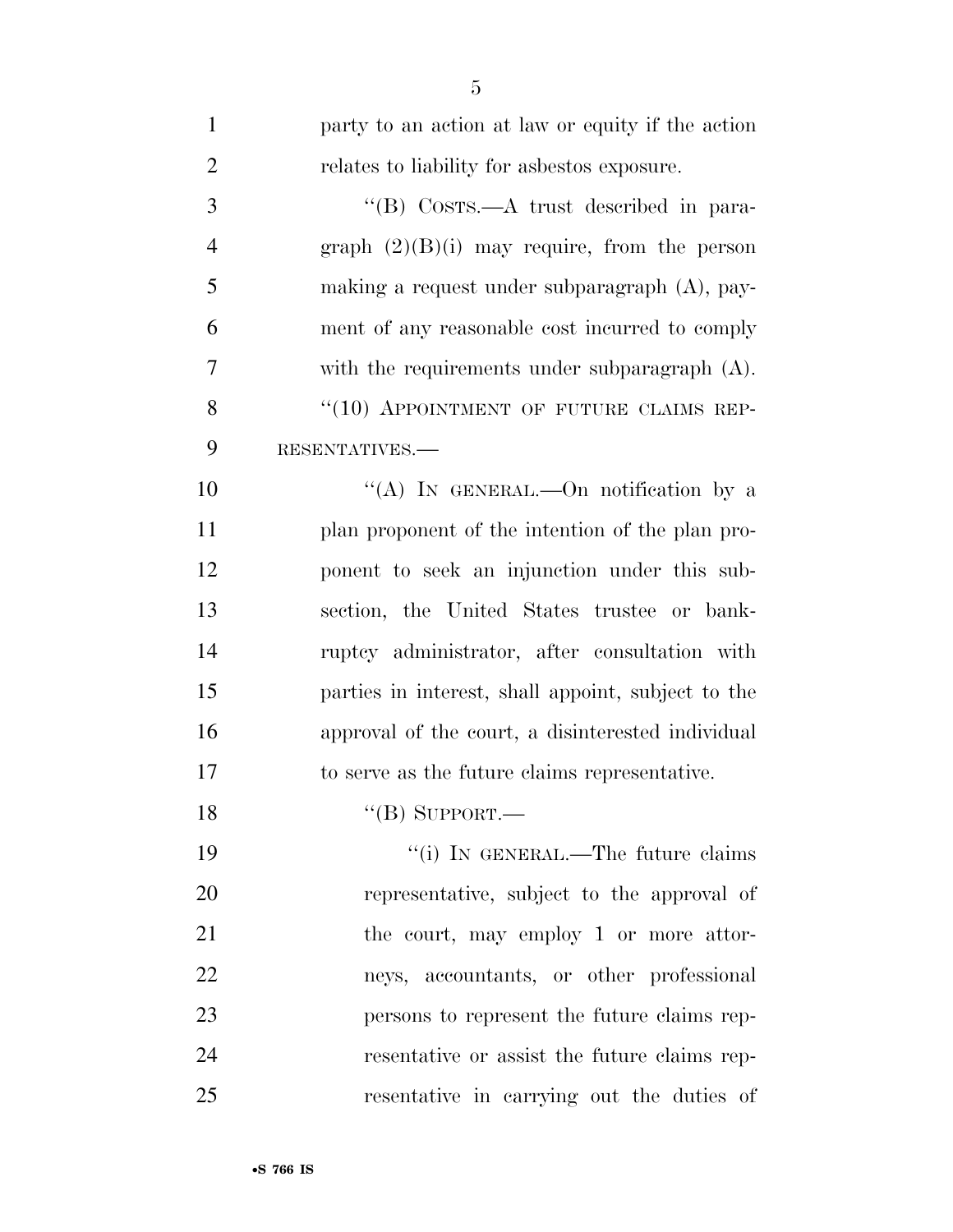party to an action at law or equity if the action relates to liability for asbestos exposure.

"(B) COSTS.—A trust described in paragraph (2)(B)(i) may require, from the person making a request under subparagraph (A), payment of any reasonable cost incurred to comply with the requirements under subparagraph (A).

"(10) APPOINTMENT OF FUTURE CLAIMS REPRESENTATIVES.—

"(A) IN GENERAL.—On notification by a plan proponent of the intention of the plan proponent to seek an injunction under this subsection, the United States trustee or bankruptcy administrator, after consultation with parties in interest, shall appoint, subject to the approval of the court, a disinterested individual to serve as the future claims representative.

"(B) SUPPORT.—

"(i) IN GENERAL.—The future claims representative, subject to the approval of the court, may employ 1 or more attorneys, accountants, or other professional persons to represent the future claims representative or assist the future claims representative in carrying out the duties of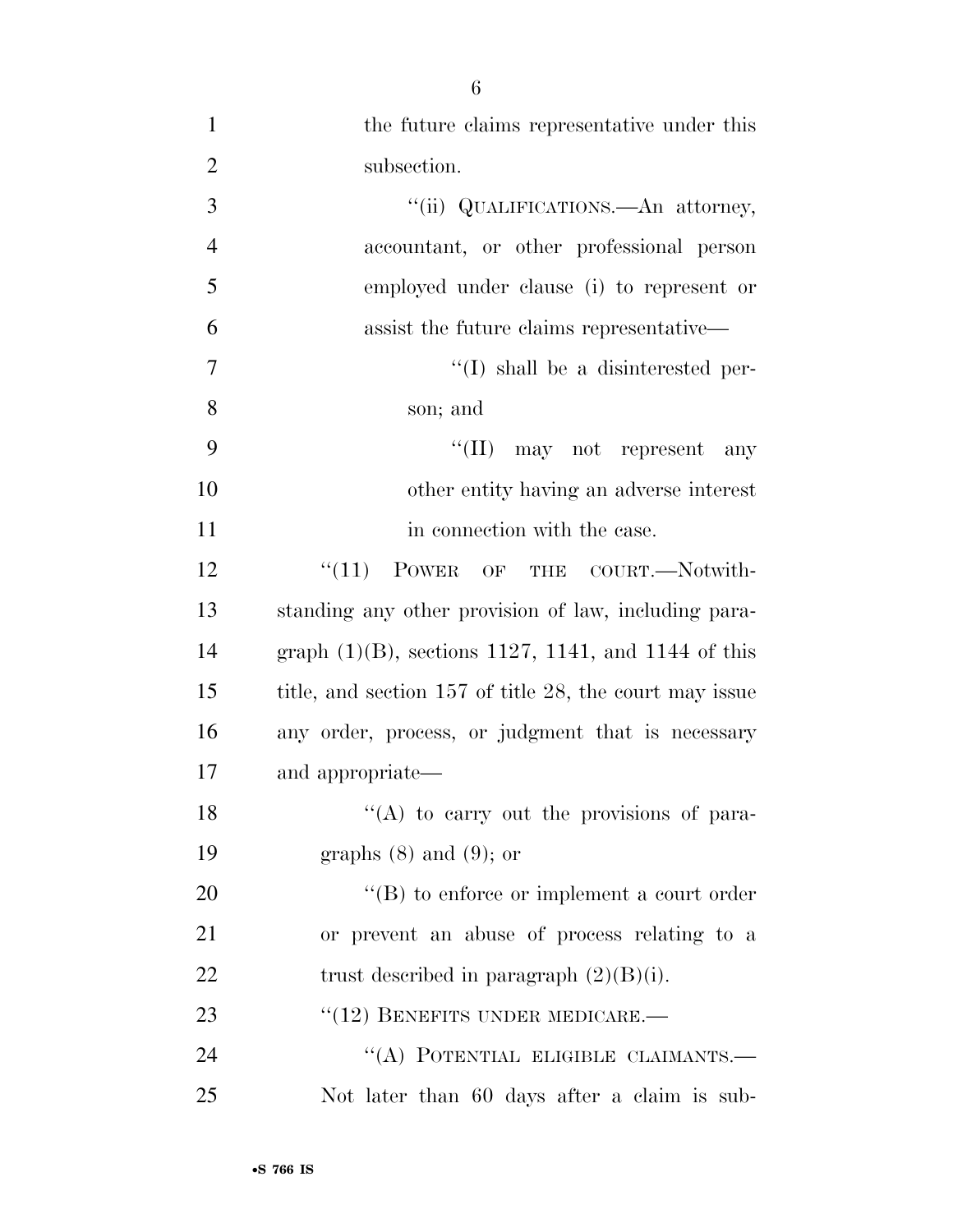the future claims representative under this subsection.

''(ii) QUALIFICATIONS.—An attorney, accountant, or other professional person employed under clause (i) to represent or assist the future claims representative—

''(I) shall be a disinterested person; and

''(II) may not represent any other entity having an adverse interest in connection with the case.

''(11) POWER OF THE COURT.—Notwithstanding any other provision of law, including paragraph (1)(B), sections 1127, 1141, and 1144 of this title, and section 157 of title 28, the court may issue any order, process, or judgment that is necessary and appropriate—

''(A) to carry out the provisions of paragraphs (8) and (9); or

''(B) to enforce or implement a court order or prevent an abuse of process relating to a trust described in paragraph (2)(B)(i).

''(12) BENEFITS UNDER MEDICARE.—

''(A) POTENTIAL ELIGIBLE CLAIMANTS.—Not later than 60 days after a claim is sub-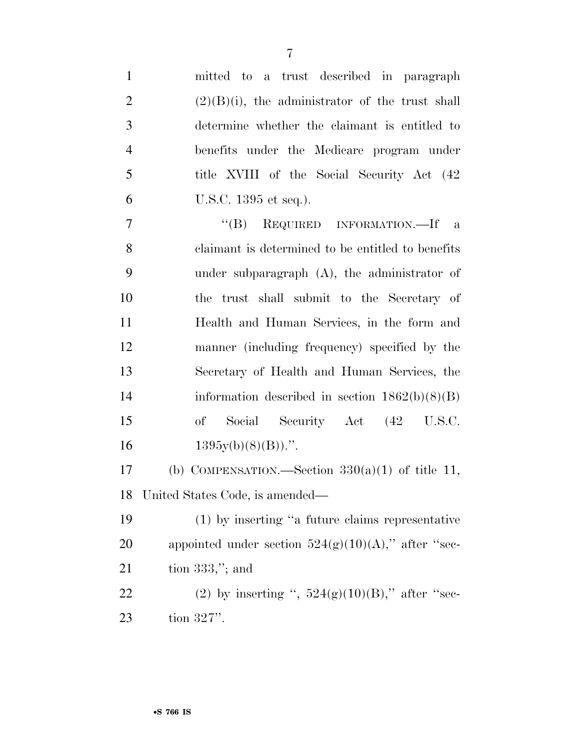mitted to a trust described in paragraph (2)(B)(i), the administrator of the trust shall determine whether the claimant is entitled to benefits under the Medicare program under title XVIII of the Social Security Act (42 U.S.C. 1395 et seq.).

"(B) REQUIRED INFORMATION.—If a claimant is determined to be entitled to benefits under subparagraph (A), the administrator of the trust shall submit to the Secretary of Health and Human Services, in the form and manner (including frequency) specified by the Secretary of Health and Human Services, the information described in section 1862(b)(8)(B) of Social Security Act (42 U.S.C. 1395y(b)(8)(B)).".

(b) COMPENSATION.—Section 330(a)(1) of title 11, United States Code, is amended—

(1) by inserting "a future claims representative appointed under section 524(g)(10)(A)," after "section 333,"; and

(2) by inserting ", 524(g)(10)(B)," after "section 327".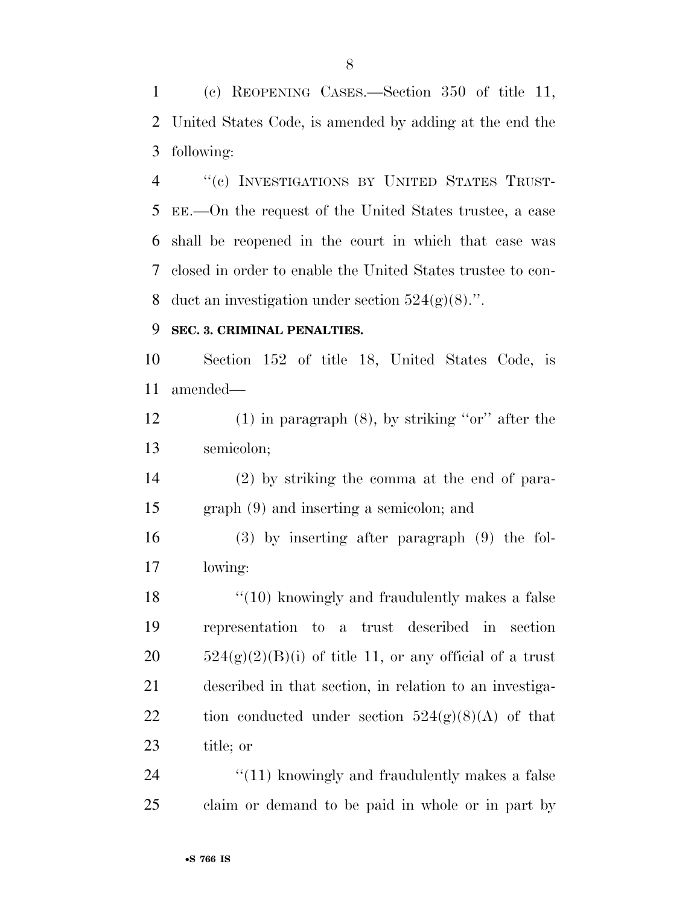(c) REOPENING CASES.—Section 350 of title 11, United States Code, is amended by adding at the end the following:

"(c) INVESTIGATIONS BY UNITED STATES TRUSTEE.—On the request of the United States trustee, a case shall be reopened in the court in which that case was closed in order to enable the United States trustee to conduct an investigation under section 524(g)(8).".

**SEC. 3. CRIMINAL PENALTIES.**

Section 152 of title 18, United States Code, is amended—

(1) in paragraph (8), by striking "or" after the semicolon;

(2) by striking the comma at the end of paragraph (9) and inserting a semicolon; and

(3) by inserting after paragraph (9) the following:

"(10) knowingly and fraudulently makes a false representation to a trust described in section 524(g)(2)(B)(i) of title 11, or any official of a trust described in that section, in relation to an investigation conducted under section 524(g)(8)(A) of that title; or

"(11) knowingly and fraudulently makes a false claim or demand to be paid in whole or in part by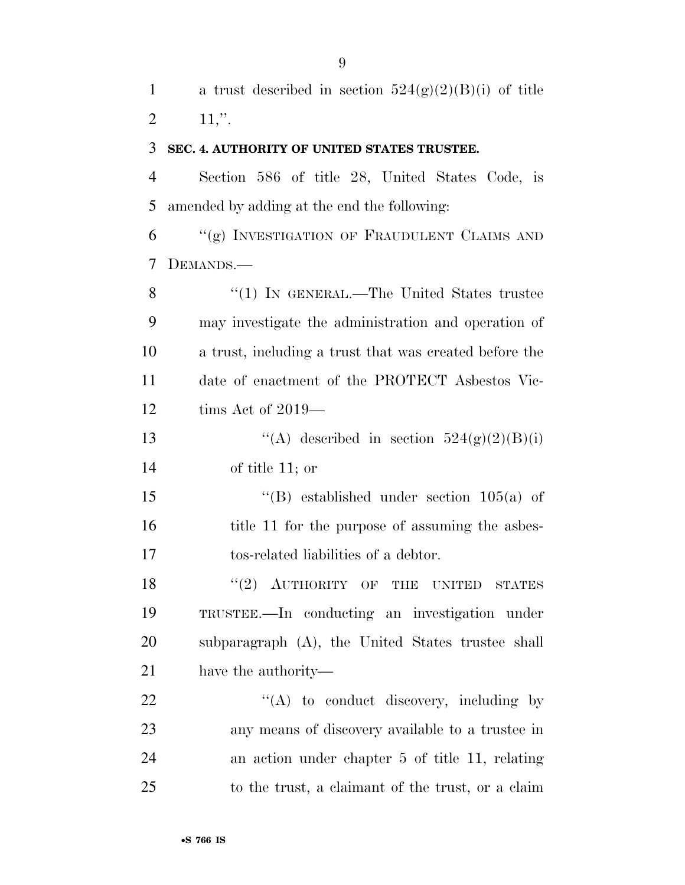a trust described in section 524(g)(2)(B)(i) of title 11,''.

**SEC. 4. AUTHORITY OF UNITED STATES TRUSTEE.**

Section 586 of title 28, United States Code, is amended by adding at the end the following:

''(g) INVESTIGATION OF FRAUDULENT CLAIMS AND DEMANDS.—

''(1) IN GENERAL.—The United States trustee may investigate the administration and operation of a trust, including a trust that was created before the date of enactment of the PROTECT Asbestos Victims Act of 2019—

''(A) described in section 524(g)(2)(B)(i) of title 11; or

''(B) established under section 105(a) of title 11 for the purpose of assuming the asbestos-related liabilities of a debtor.

''(2) AUTHORITY OF THE UNITED STATES TRUSTEE.—In conducting an investigation under subparagraph (A), the United States trustee shall have the authority—

''(A) to conduct discovery, including by any means of discovery available to a trustee in an action under chapter 5 of title 11, relating to the trust, a claimant of the trust, or a claim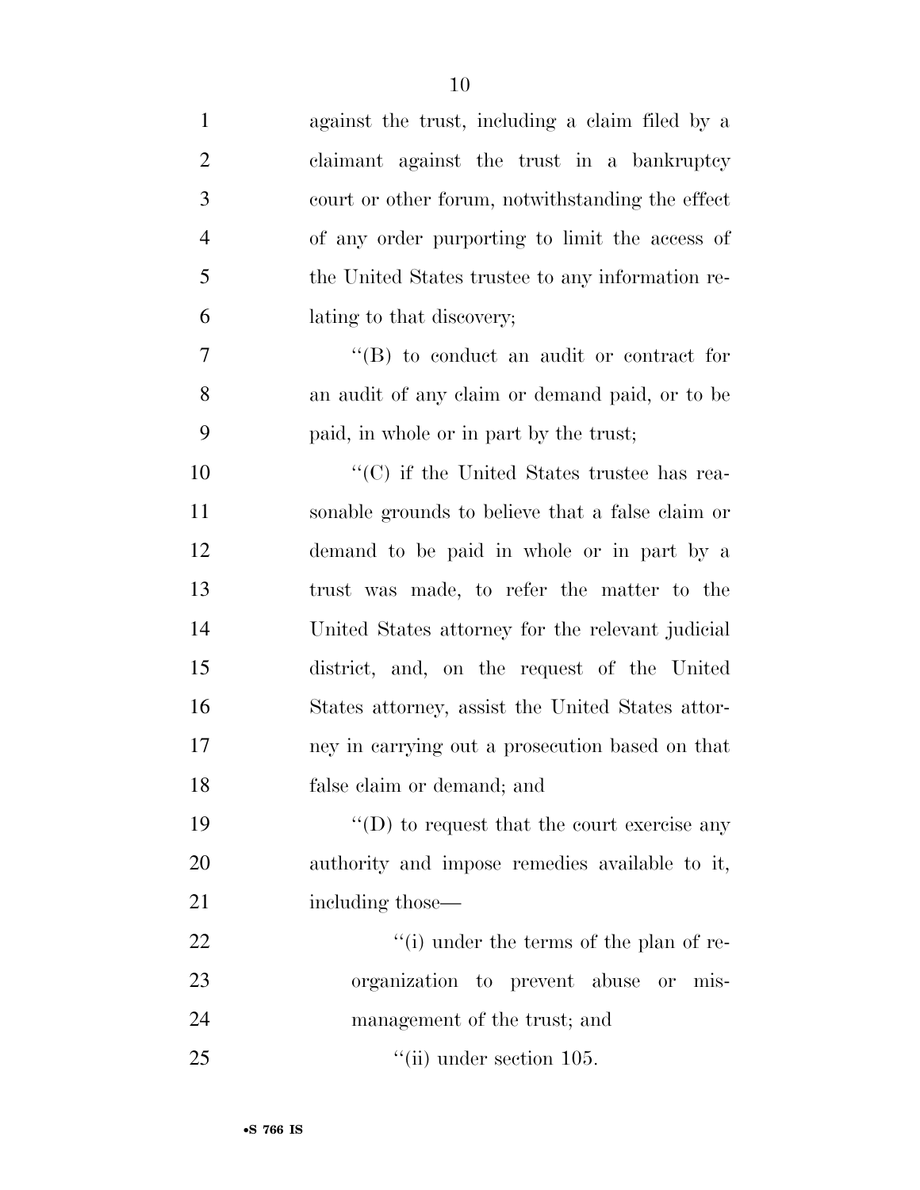against the trust, including a claim filed by a claimant against the trust in a bankruptcy court or other forum, notwithstanding the effect of any order purporting to limit the access of the United States trustee to any information relating to that discovery;

"(B) to conduct an audit or contract for an audit of any claim or demand paid, or to be paid, in whole or in part by the trust;

"(C) if the United States trustee has reasonable grounds to believe that a false claim or demand to be paid in whole or in part by a trust was made, to refer the matter to the United States attorney for the relevant judicial district, and, on the request of the United States attorney, assist the United States attorney in carrying out a prosecution based on that false claim or demand; and

"(D) to request that the court exercise any authority and impose remedies available to it, including those—

"(i) under the terms of the plan of reorganization to prevent abuse or mismanagement of the trust; and

"(ii) under section 105.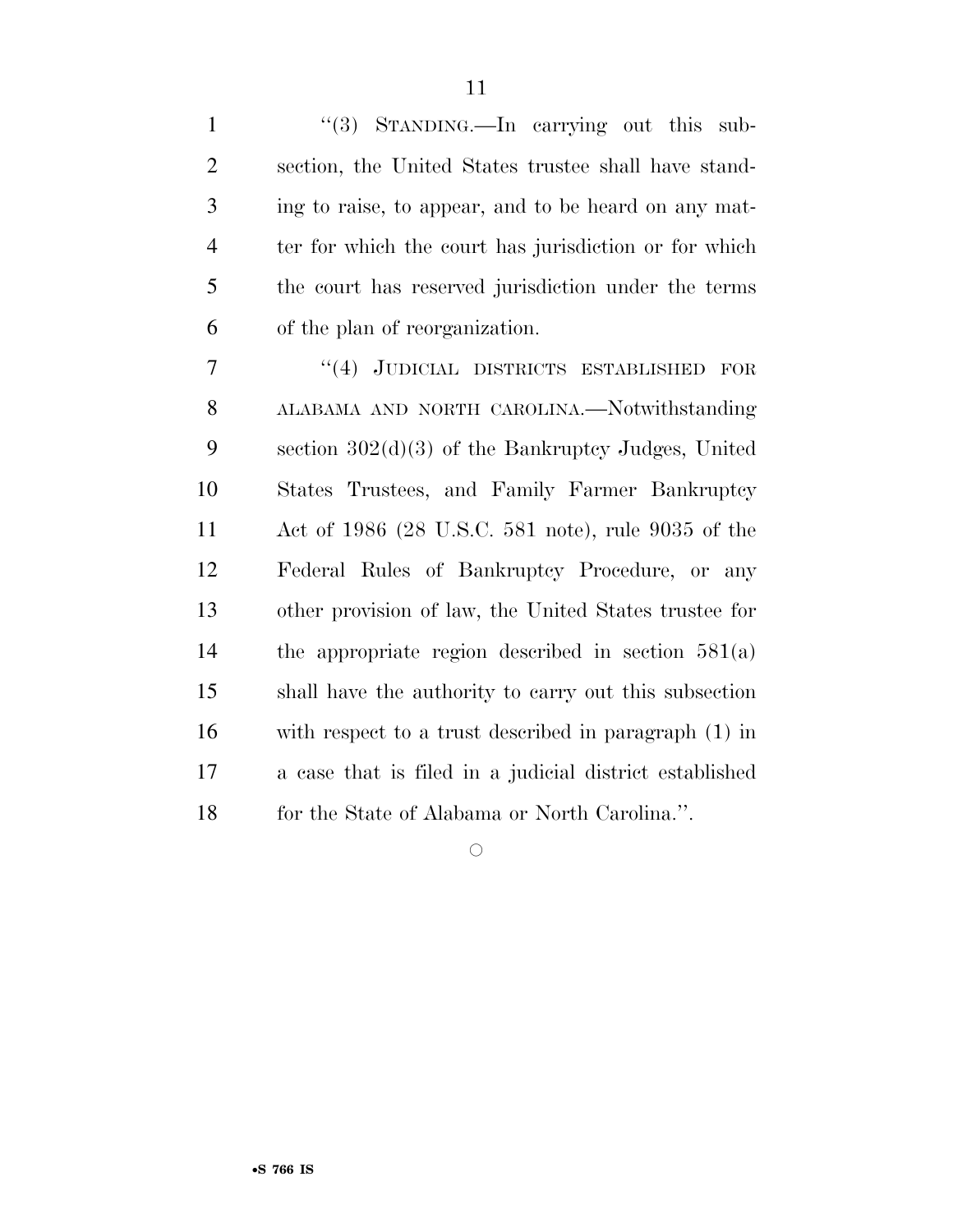"(3) STANDING.—In carrying out this subsection, the United States trustee shall have standing to raise, to appear, and to be heard on any matter for which the court has jurisdiction or for which the court has reserved jurisdiction under the terms of the plan of reorganization.

"(4) JUDICIAL DISTRICTS ESTABLISHED FOR ALABAMA AND NORTH CAROLINA.—Notwithstanding section 302(d)(3) of the Bankruptcy Judges, United States Trustees, and Family Farmer Bankruptcy Act of 1986 (28 U.S.C. 581 note), rule 9035 of the Federal Rules of Bankruptcy Procedure, or any other provision of law, the United States trustee for the appropriate region described in section 581(a) shall have the authority to carry out this subsection with respect to a trust described in paragraph (1) in a case that is filed in a judicial district established for the State of Alabama or North Carolina.".

○